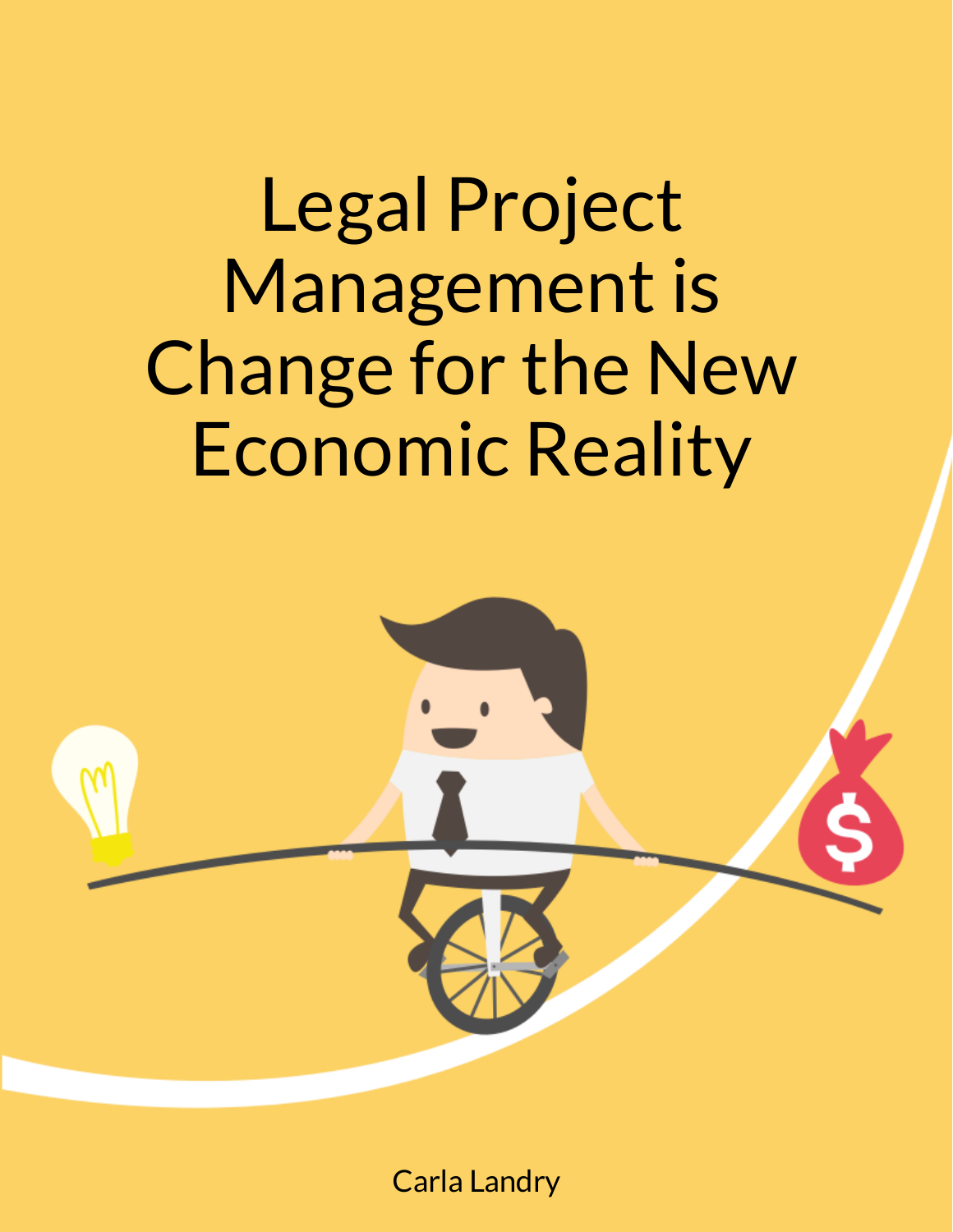# Legal Project Management is Change for the New Economic Reality

Carla Landry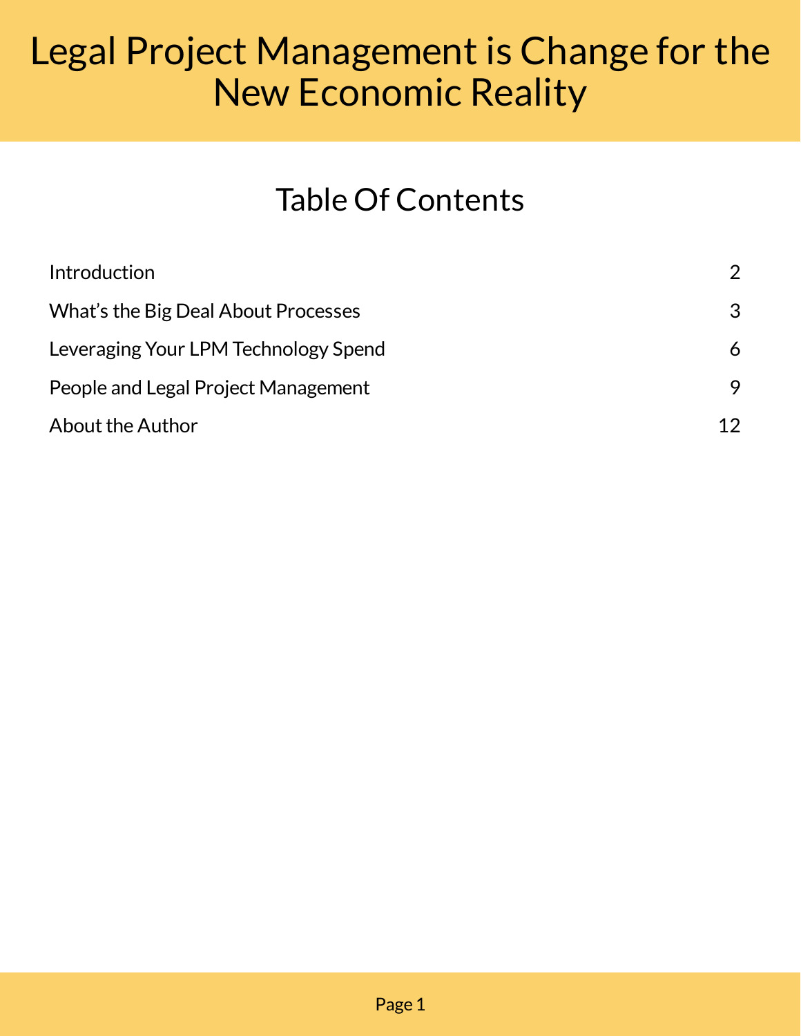# Legal Project Management is Change for the New Economic Reality

## Table Of Contents

| | |
|---|---|
| Introduction | 2 |
| What's the Big Deal About Processes | 3 |
| Leveraging Your LPM Technology Spend | 6 |
| People and Legal Project Management | 9 |
| About the Author | 12 |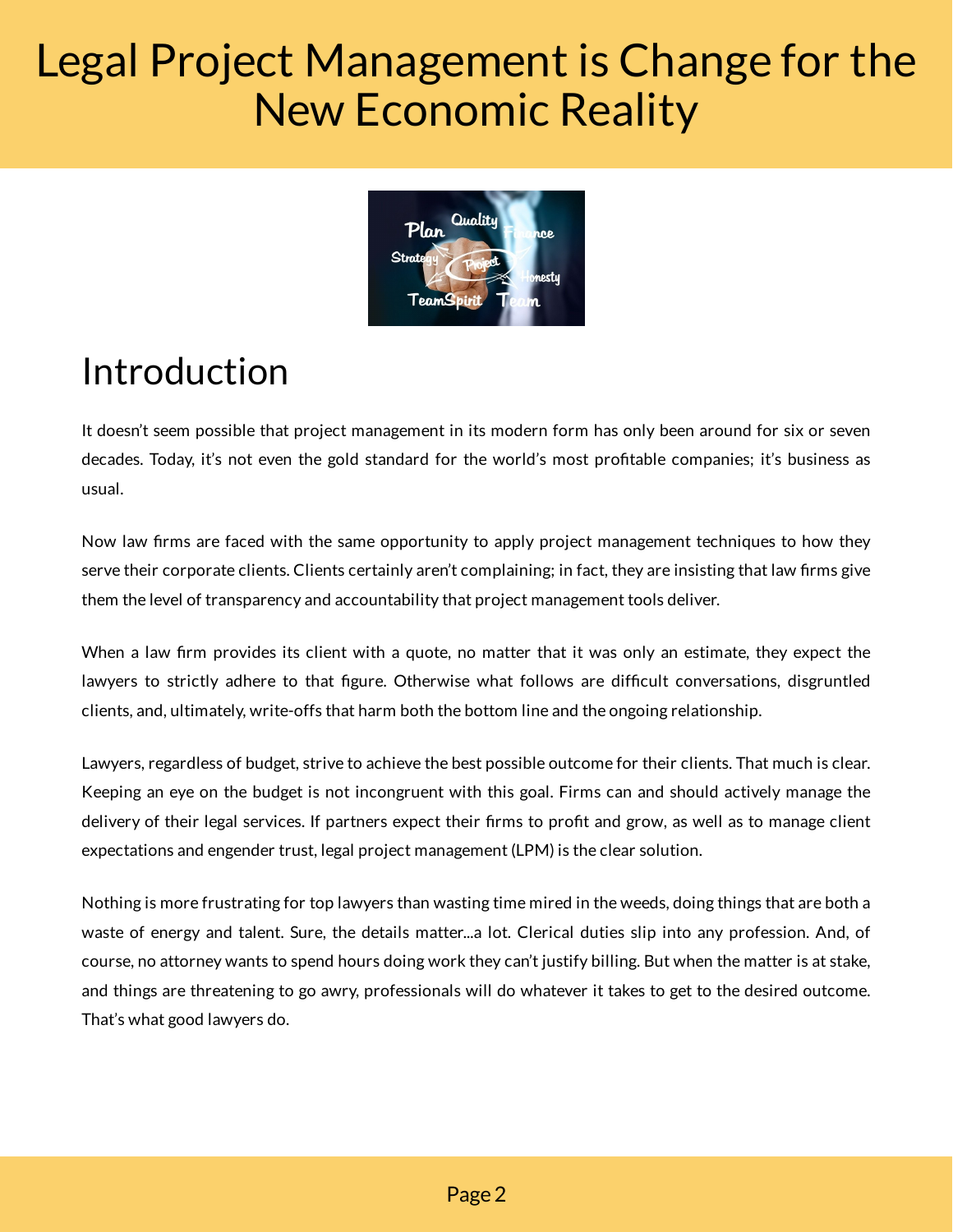# Legal Project Management is Change for the New Economic Reality

## Introduction

It doesn't seem possible that project management in its modern form has only been around for six or seven decades. Today, it's not even the gold standard for the world's most profitable companies; it's business as usual.

Now law firms are faced with the same opportunity to apply project management techniques to how they serve their corporate clients. Clients certainly aren't complaining; in fact, they are insisting that law firms give them the level of transparency and accountability that project management tools deliver.

When a law firm provides its client with a quote, no matter that it was only an estimate, they expect the lawyers to strictly adhere to that figure. Otherwise what follows are difficult conversations, disgruntled clients, and, ultimately, write-offs that harm both the bottom line and the ongoing relationship.

Lawyers, regardless of budget, strive to achieve the best possible outcome for their clients. That much is clear. Keeping an eye on the budget is not incongruent with this goal. Firms can and should actively manage the delivery of their legal services. If partners expect their firms to profit and grow, as well as to manage client expectations and engender trust, legal project management (LPM) is the clear solution.

Nothing is more frustrating for top lawyers than wasting time mired in the weeds, doing things that are both a waste of energy and talent. Sure, the details matter...a lot. Clerical duties slip into any profession. And, of course, no attorney wants to spend hours doing work they can't justify billing. But when the matter is at stake, and things are threatening to go awry, professionals will do whatever it takes to get to the desired outcome. That's what good lawyers do.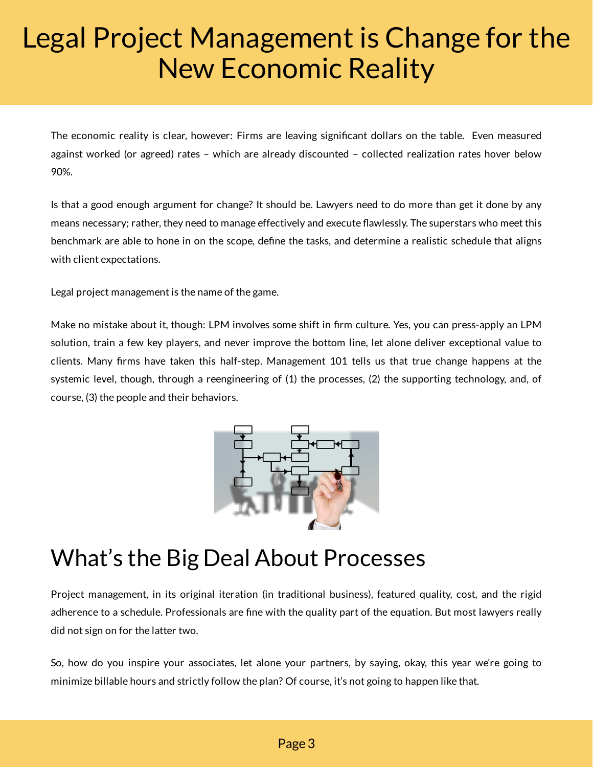# Legal Project Management is Change for the New Economic Reality

The economic reality is clear, however: Firms are leaving significant dollars on the table. Even measured against worked (or agreed) rates – which are already discounted – collected realization rates hover below 90%.

Is that a good enough argument for change? It should be. Lawyers need to do more than get it done by any means necessary; rather, they need to manage effectively and execute flawlessly. The superstars who meet this benchmark are able to hone in on the scope, define the tasks, and determine a realistic schedule that aligns with client expectations.

Legal project management is the name of the game.

Make no mistake about it, though: LPM involves some shift in firm culture. Yes, you can press-apply an LPM solution, train a few key players, and never improve the bottom line, let alone deliver exceptional value to clients. Many firms have taken this half-step. Management 101 tells us that true change happens at the systemic level, though, through a reengineering of (1) the processes, (2) the supporting technology, and, of course, (3) the people and their behaviors.

## What's the Big Deal About Processes

Project management, in its original iteration (in traditional business), featured quality, cost, and the rigid adherence to a schedule. Professionals are fine with the quality part of the equation. But most lawyers really did not sign on for the latter two.

So, how do you inspire your associates, let alone your partners, by saying, okay, this year we're going to minimize billable hours and strictly follow the plan? Of course, it's not going to happen like that.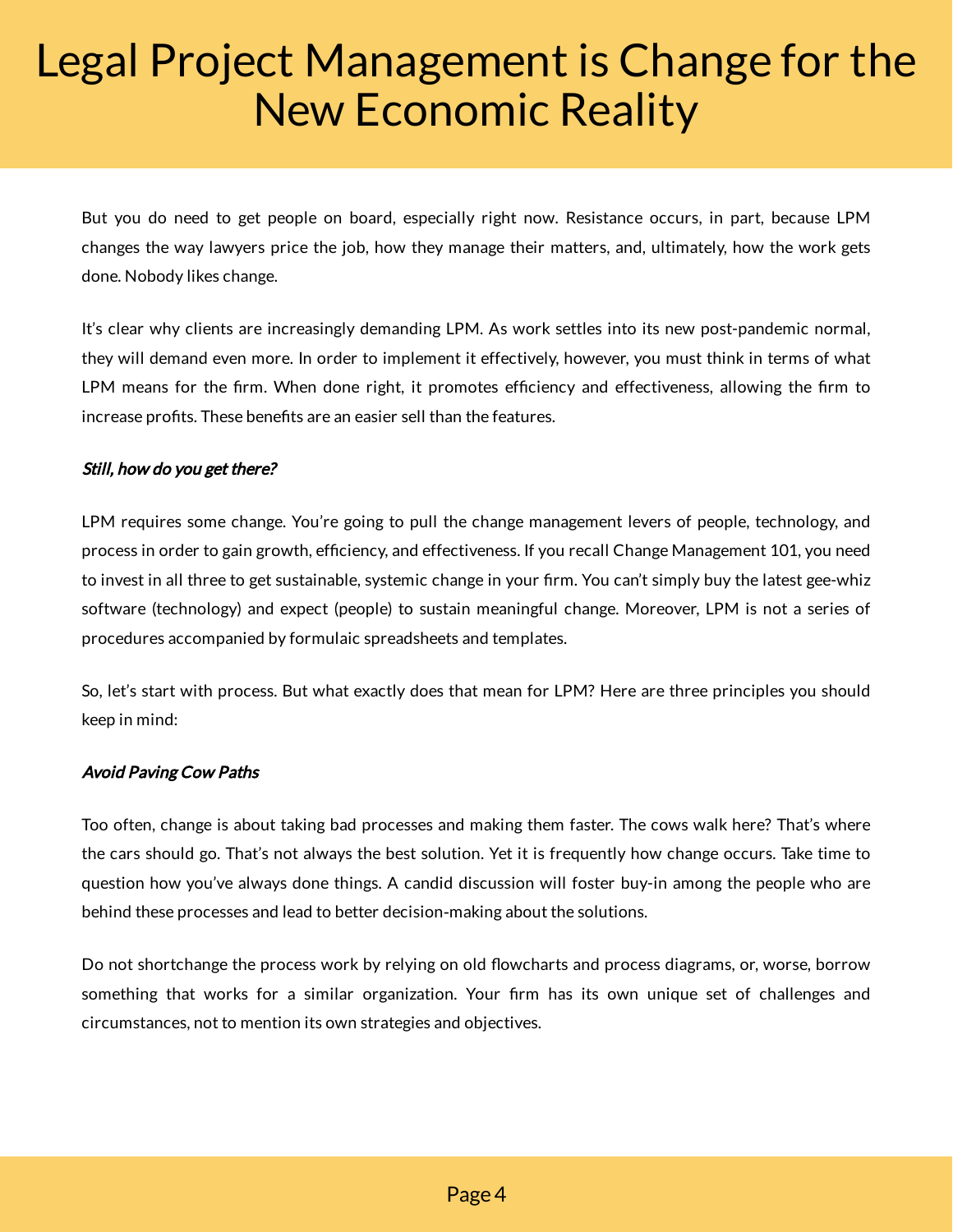But you do need to get people on board, especially right now. Resistance occurs, in part, because LPM changes the way lawyers price the job, how they manage their matters, and, ultimately, how the work gets done. Nobody likes change.

It's clear why clients are increasingly demanding LPM. As work settles into its new post-pandemic normal, they will demand even more. In order to implement it effectively, however, you must think in terms of what LPM means for the firm. When done right, it promotes efficiency and effectiveness, allowing the firm to increase profits. These benefits are an easier sell than the features.

***Still, how do you get there?***

LPM requires some change. You're going to pull the change management levers of people, technology, and process in order to gain growth, efficiency, and effectiveness. If you recall Change Management 101, you need to invest in all three to get sustainable, systemic change in your firm. You can't simply buy the latest gee-whiz software (technology) and expect (people) to sustain meaningful change. Moreover, LPM is not a series of procedures accompanied by formulaic spreadsheets and templates.

So, let's start with process. But what exactly does that mean for LPM? Here are three principles you should keep in mind:

***Avoid Paving Cow Paths***

Too often, change is about taking bad processes and making them faster. The cows walk here? That's where the cars should go. That's not always the best solution. Yet it is frequently how change occurs. Take time to question how you've always done things. A candid discussion will foster buy-in among the people who are behind these processes and lead to better decision-making about the solutions.

Do not shortchange the process work by relying on old flowcharts and process diagrams, or, worse, borrow something that works for a similar organization. Your firm has its own unique set of challenges and circumstances, not to mention its own strategies and objectives.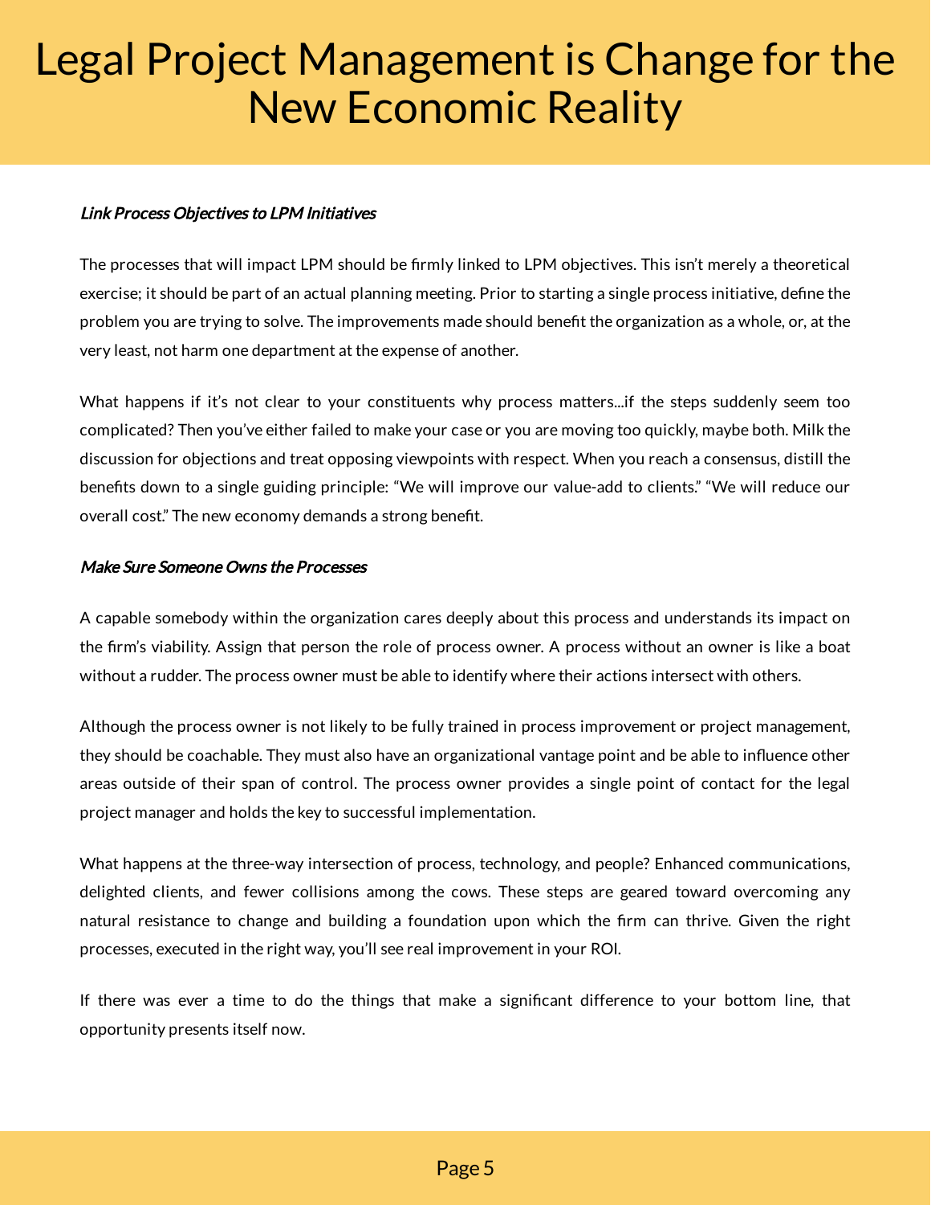### *Link Process Objectives to LPM Initiatives*

The processes that will impact LPM should be firmly linked to LPM objectives. This isn't merely a theoretical exercise; it should be part of an actual planning meeting. Prior to starting a single process initiative, define the problem you are trying to solve. The improvements made should benefit the organization as a whole, or, at the very least, not harm one department at the expense of another.

What happens if it's not clear to your constituents why process matters...if the steps suddenly seem too complicated? Then you've either failed to make your case or you are moving too quickly, maybe both. Milk the discussion for objections and treat opposing viewpoints with respect. When you reach a consensus, distill the benefits down to a single guiding principle: "We will improve our value-add to clients." "We will reduce our overall cost." The new economy demands a strong benefit.

### *Make Sure Someone Owns the Processes*

A capable somebody within the organization cares deeply about this process and understands its impact on the firm's viability. Assign that person the role of process owner. A process without an owner is like a boat without a rudder. The process owner must be able to identify where their actions intersect with others.

Although the process owner is not likely to be fully trained in process improvement or project management, they should be coachable. They must also have an organizational vantage point and be able to influence other areas outside of their span of control. The process owner provides a single point of contact for the legal project manager and holds the key to successful implementation.

What happens at the three-way intersection of process, technology, and people? Enhanced communications, delighted clients, and fewer collisions among the cows. These steps are geared toward overcoming any natural resistance to change and building a foundation upon which the firm can thrive. Given the right processes, executed in the right way, you'll see real improvement in your ROI.

If there was ever a time to do the things that make a significant difference to your bottom line, that opportunity presents itself now.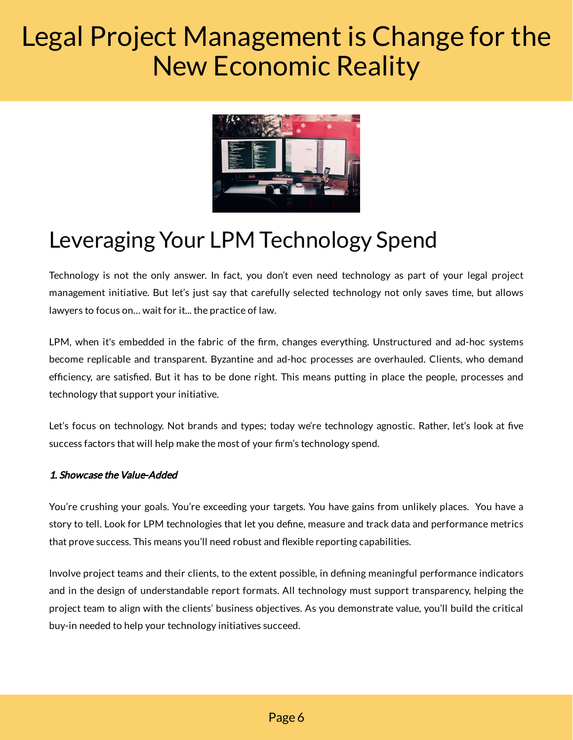# Legal Project Management is Change for the New Economic Reality

## Leveraging Your LPM Technology Spend

Technology is not the only answer. In fact, you don't even need technology as part of your legal project management initiative. But let's just say that carefully selected technology not only saves time, but allows lawyers to focus on… wait for it... the practice of law.

LPM, when it's embedded in the fabric of the firm, changes everything. Unstructured and ad-hoc systems become replicable and transparent. Byzantine and ad-hoc processes are overhauled. Clients, who demand efficiency, are satisfied. But it has to be done right. This means putting in place the people, processes and technology that support your initiative.

Let's focus on technology. Not brands and types; today we're technology agnostic. Rather, let's look at five success factors that will help make the most of your firm's technology spend.

***1. Showcase the Value-Added***

You're crushing your goals. You're exceeding your targets. You have gains from unlikely places. You have a story to tell. Look for LPM technologies that let you define, measure and track data and performance metrics that prove success. This means you'll need robust and flexible reporting capabilities.

Involve project teams and their clients, to the extent possible, in defining meaningful performance indicators and in the design of understandable report formats. All technology must support transparency, helping the project team to align with the clients' business objectives. As you demonstrate value, you'll build the critical buy-in needed to help your technology initiatives succeed.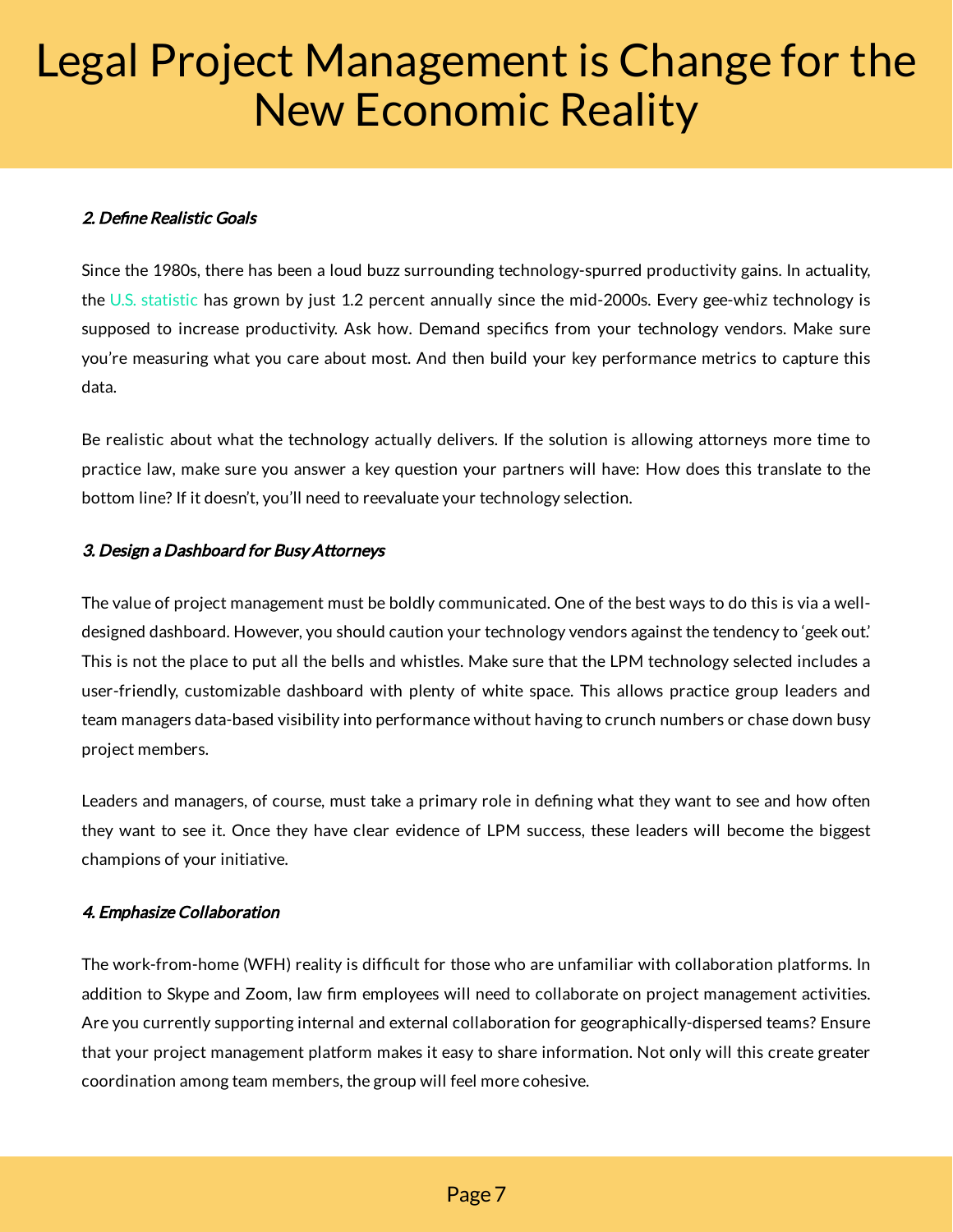***2. Define Realistic Goals***

Since the 1980s, there has been a loud buzz surrounding technology-spurred productivity gains. In actuality, the U.S. statistic has grown by just 1.2 percent annually since the mid-2000s. Every gee-whiz technology is supposed to increase productivity. Ask how. Demand specifics from your technology vendors. Make sure you're measuring what you care about most. And then build your key performance metrics to capture this data.

Be realistic about what the technology actually delivers. If the solution is allowing attorneys more time to practice law, make sure you answer a key question your partners will have: How does this translate to the bottom line? If it doesn't, you'll need to reevaluate your technology selection.

***3. Design a Dashboard for Busy Attorneys***

The value of project management must be boldly communicated. One of the best ways to do this is via a well-designed dashboard. However, you should caution your technology vendors against the tendency to 'geek out.' This is not the place to put all the bells and whistles. Make sure that the LPM technology selected includes a user-friendly, customizable dashboard with plenty of white space. This allows practice group leaders and team managers data-based visibility into performance without having to crunch numbers or chase down busy project members.

Leaders and managers, of course, must take a primary role in defining what they want to see and how often they want to see it. Once they have clear evidence of LPM success, these leaders will become the biggest champions of your initiative.

***4. Emphasize Collaboration***

The work-from-home (WFH) reality is difficult for those who are unfamiliar with collaboration platforms. In addition to Skype and Zoom, law firm employees will need to collaborate on project management activities. Are you currently supporting internal and external collaboration for geographically-dispersed teams? Ensure that your project management platform makes it easy to share information. Not only will this create greater coordination among team members, the group will feel more cohesive.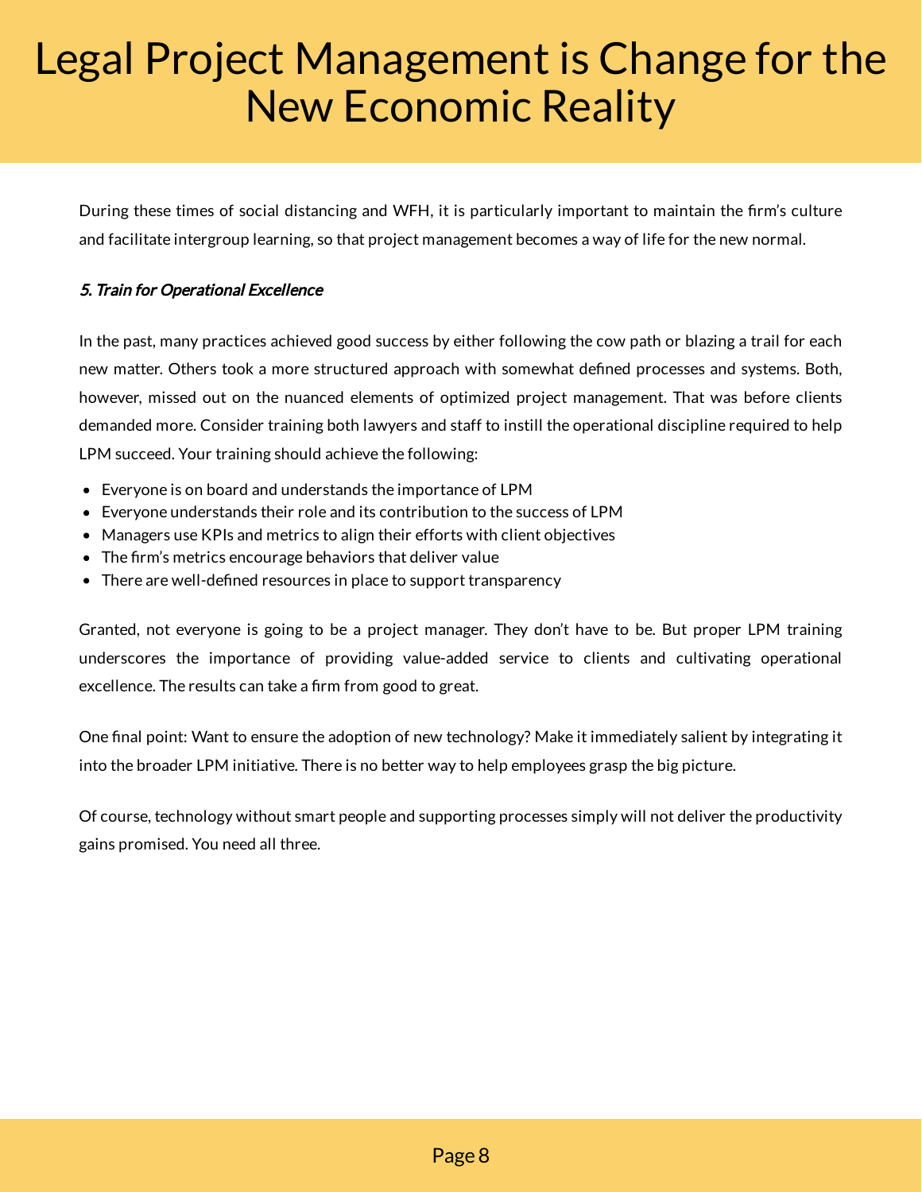During these times of social distancing and WFH, it is particularly important to maintain the firm's culture and facilitate intergroup learning, so that project management becomes a way of life for the new normal.

***5. Train for Operational Excellence***

In the past, many practices achieved good success by either following the cow path or blazing a trail for each new matter. Others took a more structured approach with somewhat defined processes and systems. Both, however, missed out on the nuanced elements of optimized project management. That was before clients demanded more. Consider training both lawyers and staff to instill the operational discipline required to help LPM succeed. Your training should achieve the following:

- Everyone is on board and understands the importance of LPM
- Everyone understands their role and its contribution to the success of LPM
- Managers use KPIs and metrics to align their efforts with client objectives
- The firm's metrics encourage behaviors that deliver value
- There are well-defined resources in place to support transparency

Granted, not everyone is going to be a project manager. They don't have to be. But proper LPM training underscores the importance of providing value-added service to clients and cultivating operational excellence. The results can take a firm from good to great.

One final point: Want to ensure the adoption of new technology? Make it immediately salient by integrating it into the broader LPM initiative. There is no better way to help employees grasp the big picture.

Of course, technology without smart people and supporting processes simply will not deliver the productivity gains promised. You need all three.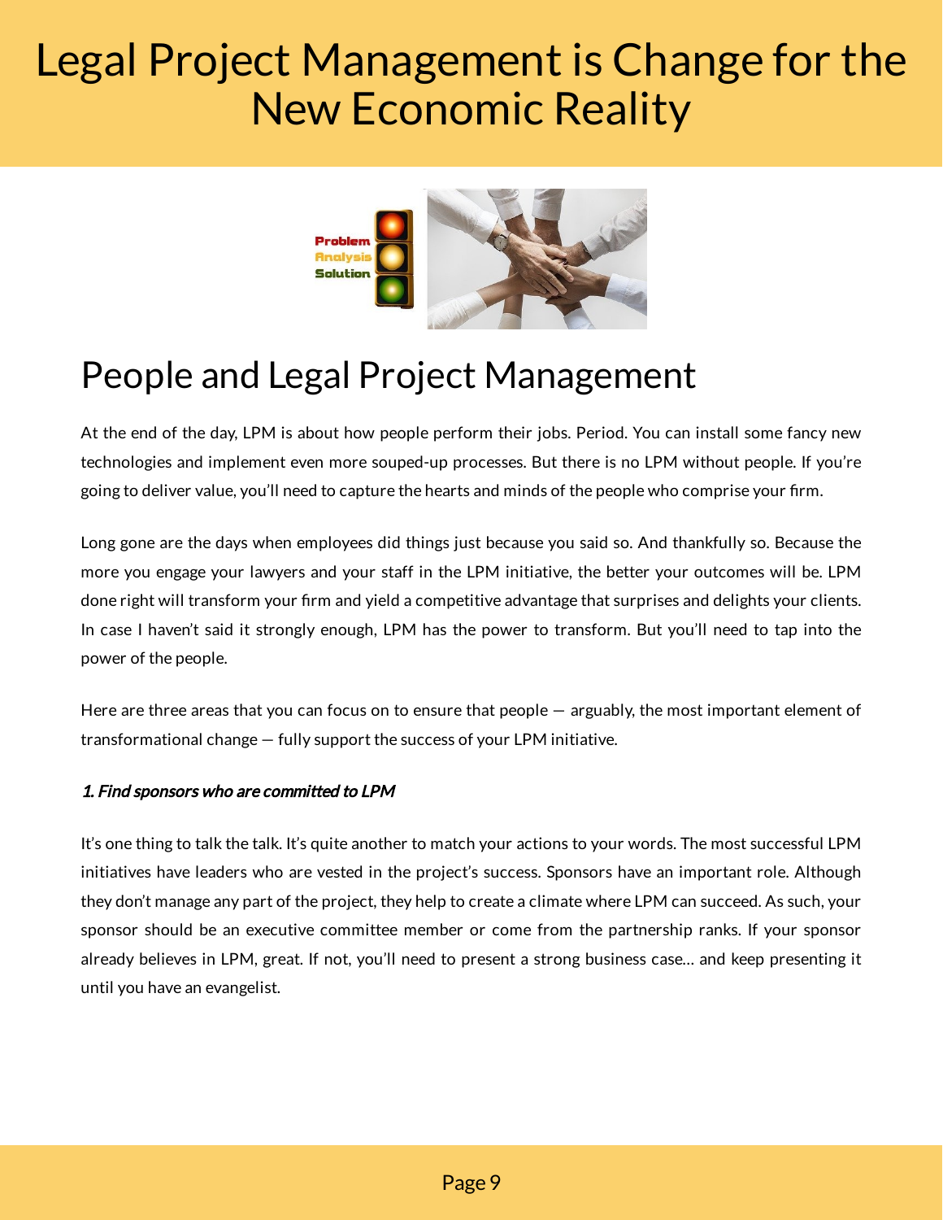# Legal Project Management is Change for the New Economic Reality

## People and Legal Project Management

At the end of the day, LPM is about how people perform their jobs. Period. You can install some fancy new technologies and implement even more souped-up processes. But there is no LPM without people. If you're going to deliver value, you'll need to capture the hearts and minds of the people who comprise your firm.

Long gone are the days when employees did things just because you said so. And thankfully so. Because the more you engage your lawyers and your staff in the LPM initiative, the better your outcomes will be. LPM done right will transform your firm and yield a competitive advantage that surprises and delights your clients. In case I haven't said it strongly enough, LPM has the power to transform. But you'll need to tap into the power of the people.

Here are three areas that you can focus on to ensure that people — arguably, the most important element of transformational change — fully support the success of your LPM initiative.

***1. Find sponsors who are committed to LPM***

It's one thing to talk the talk. It's quite another to match your actions to your words. The most successful LPM initiatives have leaders who are vested in the project's success. Sponsors have an important role. Although they don't manage any part of the project, they help to create a climate where LPM can succeed. As such, your sponsor should be an executive committee member or come from the partnership ranks. If your sponsor already believes in LPM, great. If not, you'll need to present a strong business case… and keep presenting it until you have an evangelist.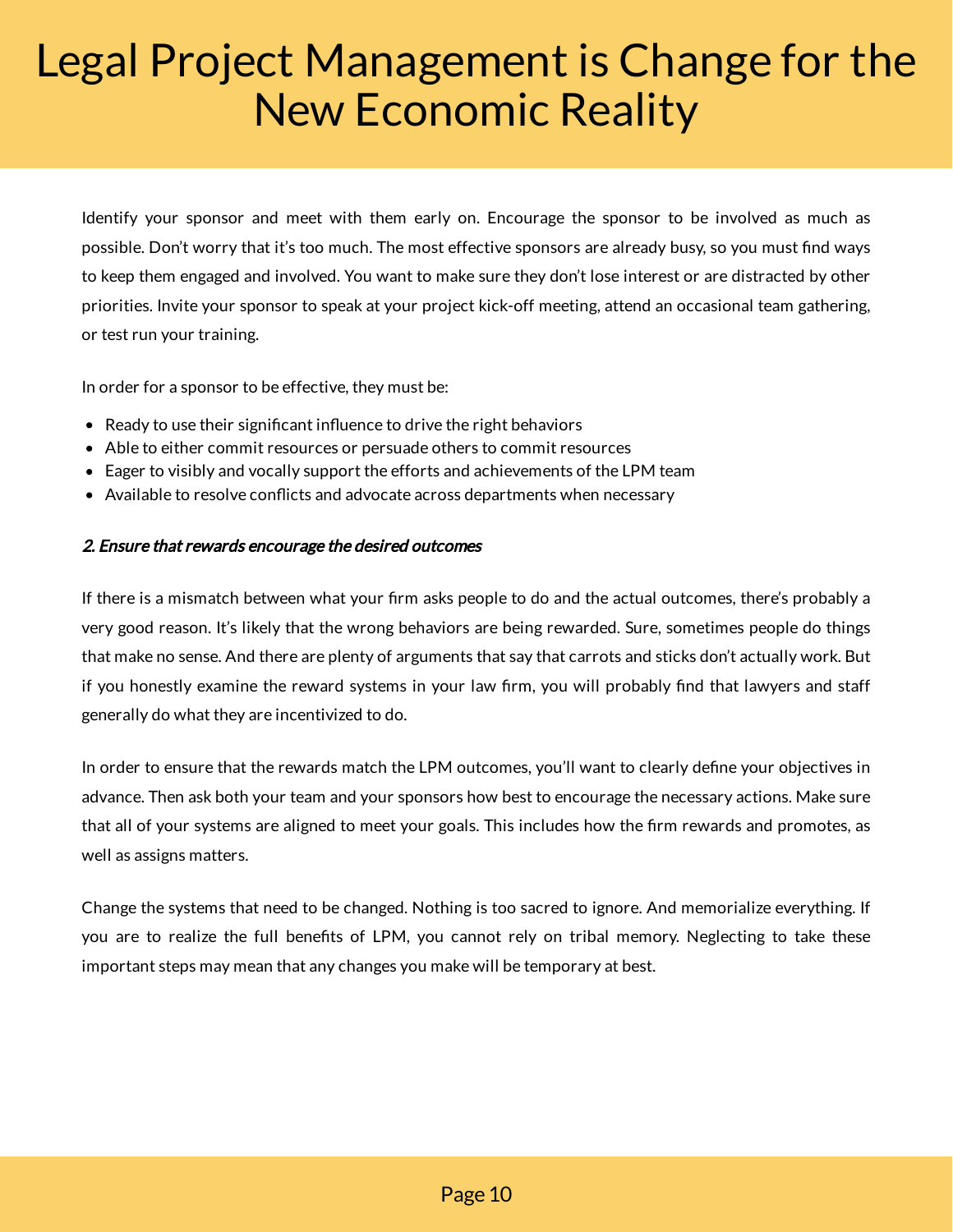Identify your sponsor and meet with them early on. Encourage the sponsor to be involved as much as possible. Don't worry that it's too much. The most effective sponsors are already busy, so you must find ways to keep them engaged and involved. You want to make sure they don't lose interest or are distracted by other priorities. Invite your sponsor to speak at your project kick-off meeting, attend an occasional team gathering, or test run your training.

In order for a sponsor to be effective, they must be:

- Ready to use their significant influence to drive the right behaviors
- Able to either commit resources or persuade others to commit resources
- Eager to visibly and vocally support the efforts and achievements of the LPM team
- Available to resolve conflicts and advocate across departments when necessary

***2. Ensure that rewards encourage the desired outcomes***

If there is a mismatch between what your firm asks people to do and the actual outcomes, there's probably a very good reason. It's likely that the wrong behaviors are being rewarded. Sure, sometimes people do things that make no sense. And there are plenty of arguments that say that carrots and sticks don't actually work. But if you honestly examine the reward systems in your law firm, you will probably find that lawyers and staff generally do what they are incentivized to do.

In order to ensure that the rewards match the LPM outcomes, you'll want to clearly define your objectives in advance. Then ask both your team and your sponsors how best to encourage the necessary actions. Make sure that all of your systems are aligned to meet your goals. This includes how the firm rewards and promotes, as well as assigns matters.

Change the systems that need to be changed. Nothing is too sacred to ignore. And memorialize everything. If you are to realize the full benefits of LPM, you cannot rely on tribal memory. Neglecting to take these important steps may mean that any changes you make will be temporary at best.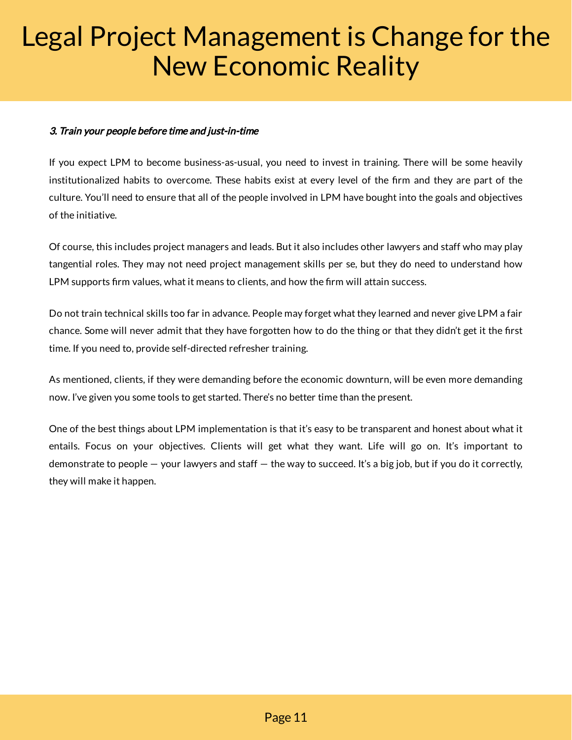*3. Train your people before time and just-in-time*

If you expect LPM to become business-as-usual, you need to invest in training. There will be some heavily institutionalized habits to overcome. These habits exist at every level of the firm and they are part of the culture. You'll need to ensure that all of the people involved in LPM have bought into the goals and objectives of the initiative.

Of course, this includes project managers and leads. But it also includes other lawyers and staff who may play tangential roles. They may not need project management skills per se, but they do need to understand how LPM supports firm values, what it means to clients, and how the firm will attain success.

Do not train technical skills too far in advance. People may forget what they learned and never give LPM a fair chance. Some will never admit that they have forgotten how to do the thing or that they didn't get it the first time. If you need to, provide self-directed refresher training.

As mentioned, clients, if they were demanding before the economic downturn, will be even more demanding now. I've given you some tools to get started. There's no better time than the present.

One of the best things about LPM implementation is that it's easy to be transparent and honest about what it entails. Focus on your objectives. Clients will get what they want. Life will go on. It's important to demonstrate to people — your lawyers and staff — the way to succeed. It's a big job, but if you do it correctly, they will make it happen.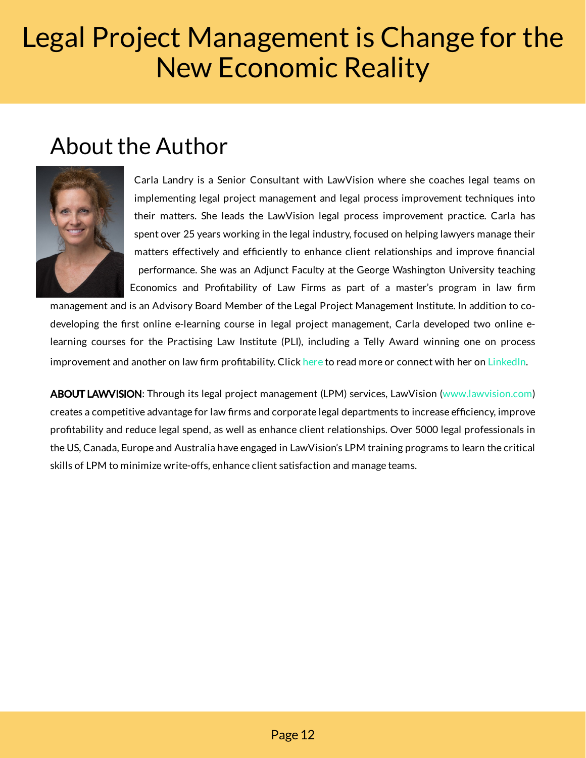## About the Author

Carla Landry is a Senior Consultant with LawVision where she coaches legal teams on implementing legal project management and legal process improvement techniques into their matters. She leads the LawVision legal process improvement practice. Carla has spent over 25 years working in the legal industry, focused on helping lawyers manage their matters effectively and efficiently to enhance client relationships and improve financial performance. She was an Adjunct Faculty at the George Washington University teaching Economics and Profitability of Law Firms as part of a master's program in law firm management and is an Advisory Board Member of the Legal Project Management Institute. In addition to co-developing the first online e-learning course in legal project management, Carla developed two online e-learning courses for the Practising Law Institute (PLI), including a Telly Award winning one on process improvement and another on law firm profitability. Click here to read more or connect with her on LinkedIn.

**ABOUT LAWVISION**: Through its legal project management (LPM) services, LawVision (www.lawvision.com) creates a competitive advantage for law firms and corporate legal departments to increase efficiency, improve profitability and reduce legal spend, as well as enhance client relationships. Over 5000 legal professionals in the US, Canada, Europe and Australia have engaged in LawVision's LPM training programs to learn the critical skills of LPM to minimize write-offs, enhance client satisfaction and manage teams.